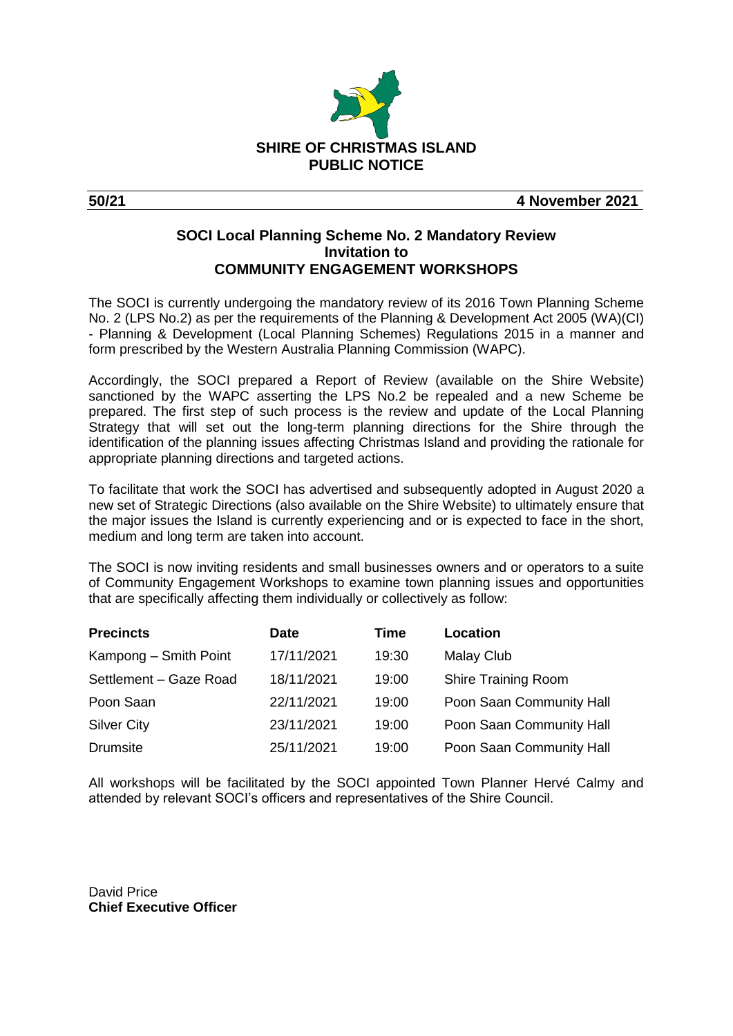**SHIRE OF CHRISTMAS ISLAND**
**PUBLIC NOTICE**

**50/21** **4 November 2021**

## SOCI Local Planning Scheme No. 2 Mandatory Review
## Invitation to
## COMMUNITY ENGAGEMENT WORKSHOPS

The SOCI is currently undergoing the mandatory review of its 2016 Town Planning Scheme No. 2 (LPS No.2) as per the requirements of the Planning & Development Act 2005 (WA)(CI) - Planning & Development (Local Planning Schemes) Regulations 2015 in a manner and form prescribed by the Western Australia Planning Commission (WAPC).

Accordingly, the SOCI prepared a Report of Review (available on the Shire Website) sanctioned by the WAPC asserting the LPS No.2 be repealed and a new Scheme be prepared. The first step of such process is the review and update of the Local Planning Strategy that will set out the long-term planning directions for the Shire through the identification of the planning issues affecting Christmas Island and providing the rationale for appropriate planning directions and targeted actions.

To facilitate that work the SOCI has advertised and subsequently adopted in August 2020 a new set of Strategic Directions (also available on the Shire Website) to ultimately ensure that the major issues the Island is currently experiencing and or is expected to face in the short, medium and long term are taken into account.

The SOCI is now inviting residents and small businesses owners and or operators to a suite of Community Engagement Workshops to examine town planning issues and opportunities that are specifically affecting them individually or collectively as follow:

| Precincts | Date | Time | Location |
|---|---|---|---|
| Kampong – Smith Point | 17/11/2021 | 19:30 | Malay Club |
| Settlement – Gaze Road | 18/11/2021 | 19:00 | Shire Training Room |
| Poon Saan | 22/11/2021 | 19:00 | Poon Saan Community Hall |
| Silver City | 23/11/2021 | 19:00 | Poon Saan Community Hall |
| Drumsite | 25/11/2021 | 19:00 | Poon Saan Community Hall |

All workshops will be facilitated by the SOCI appointed Town Planner Hervé Calmy and attended by relevant SOCI's officers and representatives of the Shire Council.

David Price
**Chief Executive Officer**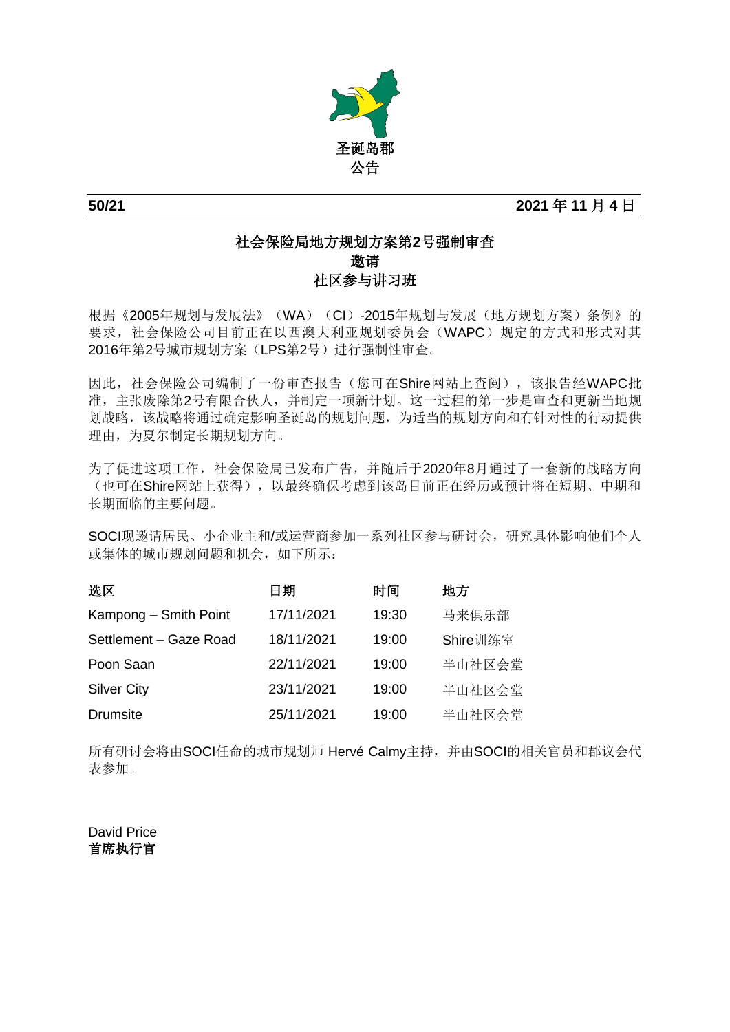**圣诞岛郡**
**公告**

**50/21** **2021 年 11 月 4 日**

**社会保险局地方规划方案第2号强制审查**
**邀请**
**社区参与讲习班**

根据《2005年规划与发展法》（WA）（CI）-2015年规划与发展（地方规划方案）条例》的要求，社会保险公司目前正在以西澳大利亚规划委员会（WAPC）规定的方式和形式对其2016年第2号城市规划方案（LPS第2号）进行强制性审查。

因此，社会保险公司编制了一份审查报告（您可在Shire网站上查阅），该报告经WAPC批准，主张废除第2号有限合伙人，并制定一项新计划。这一过程的第一步是审查和更新当地规划战略，该战略将通过确定影响圣诞岛的规划问题，为适当的规划方向和有针对性的行动提供理由，为夏尔制定长期规划方向。

为了促进这项工作，社会保险局已发布广告，并随后于2020年8月通过了一套新的战略方向（也可在Shire网站上获得），以最终确保考虑到该岛目前正在经历或预计将在短期、中期和长期面临的主要问题。

SOCI现邀请居民、小企业主和/或运营商参加一系列社区参与研讨会，研究具体影响他们个人或集体的城市规划问题和机会，如下所示：

| **选区** | **日期** | **时间** | **地方** |
|---|---|---|---|
| Kampong – Smith Point | 17/11/2021 | 19:30 | 马来俱乐部 |
| Settlement – Gaze Road | 18/11/2021 | 19:00 | Shire训练室 |
| Poon Saan | 22/11/2021 | 19:00 | 半山社区会堂 |
| Silver City | 23/11/2021 | 19:00 | 半山社区会堂 |
| Drumsite | 25/11/2021 | 19:00 | 半山社区会堂 |

所有研讨会将由SOCI任命的城市规划师 Hervé Calmy主持，并由SOCI的相关官员和郡议会代表参加。

David Price
**首席执行官**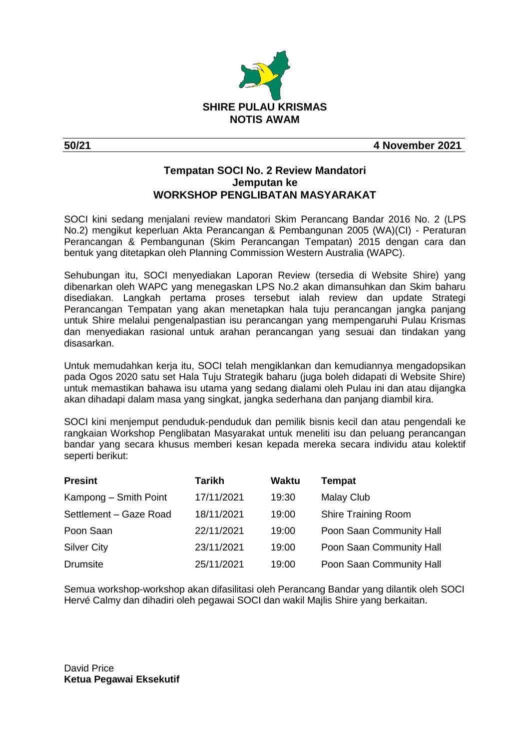**SHIRE PULAU KRISMAS**
**NOTIS AWAM**

**50/21** **4 November 2021**

## Tempatan SOCI No. 2 Review Mandatori
## Jemputan ke
## WORKSHOP PENGLIBATAN MASYARAKAT

SOCI kini sedang menjalani review mandatori Skim Perancang Bandar 2016 No. 2 (LPS No.2) mengikut keperluan Akta Perancangan & Pembangunan 2005 (WA)(CI) - Peraturan Perancangan & Pembangunan (Skim Perancangan Tempatan) 2015 dengan cara dan bentuk yang ditetapkan oleh Planning Commission Western Australia (WAPC).

Sehubungan itu, SOCI menyediakan Laporan Review (tersedia di Website Shire) yang dibenarkan oleh WAPC yang menegaskan LPS No.2 akan dimansuhkan dan Skim baharu disediakan. Langkah pertama proses tersebut ialah review dan update Strategi Perancangan Tempatan yang akan menetapkan hala tuju perancangan jangka panjang untuk Shire melalui pengenalpastian isu perancangan yang mempengaruhi Pulau Krismas dan menyediakan rasional untuk arahan perancangan yang sesuai dan tindakan yang disasarkan.

Untuk memudahkan kerja itu, SOCI telah mengiklankan dan kemudiannya mengadopsikan pada Ogos 2020 satu set Hala Tuju Strategik baharu (juga boleh didapati di Website Shire) untuk memastikan bahawa isu utama yang sedang dialami oleh Pulau ini dan atau dijangka akan dihadapi dalam masa yang singkat, jangka sederhana dan panjang diambil kira.

SOCI kini menjemput penduduk-penduduk dan pemilik bisnis kecil dan atau pengendali ke rangkaian Workshop Penglibatan Masyarakat untuk meneliti isu dan peluang perancangan bandar yang secara khusus memberi kesan kepada mereka secara individu atau kolektif seperti berikut:

| Presint | Tarikh | Waktu | Tempat |
|---|---|---|---|
| Kampong – Smith Point | 17/11/2021 | 19:30 | Malay Club |
| Settlement – Gaze Road | 18/11/2021 | 19:00 | Shire Training Room |
| Poon Saan | 22/11/2021 | 19:00 | Poon Saan Community Hall |
| Silver City | 23/11/2021 | 19:00 | Poon Saan Community Hall |
| Drumsite | 25/11/2021 | 19:00 | Poon Saan Community Hall |

Semua workshop-workshop akan difasilitasi oleh Perancang Bandar yang dilantik oleh SOCI Hervé Calmy dan dihadiri oleh pegawai SOCI dan wakil Majlis Shire yang berkaitan.

David Price
**Ketua Pegawai Eksekutif**